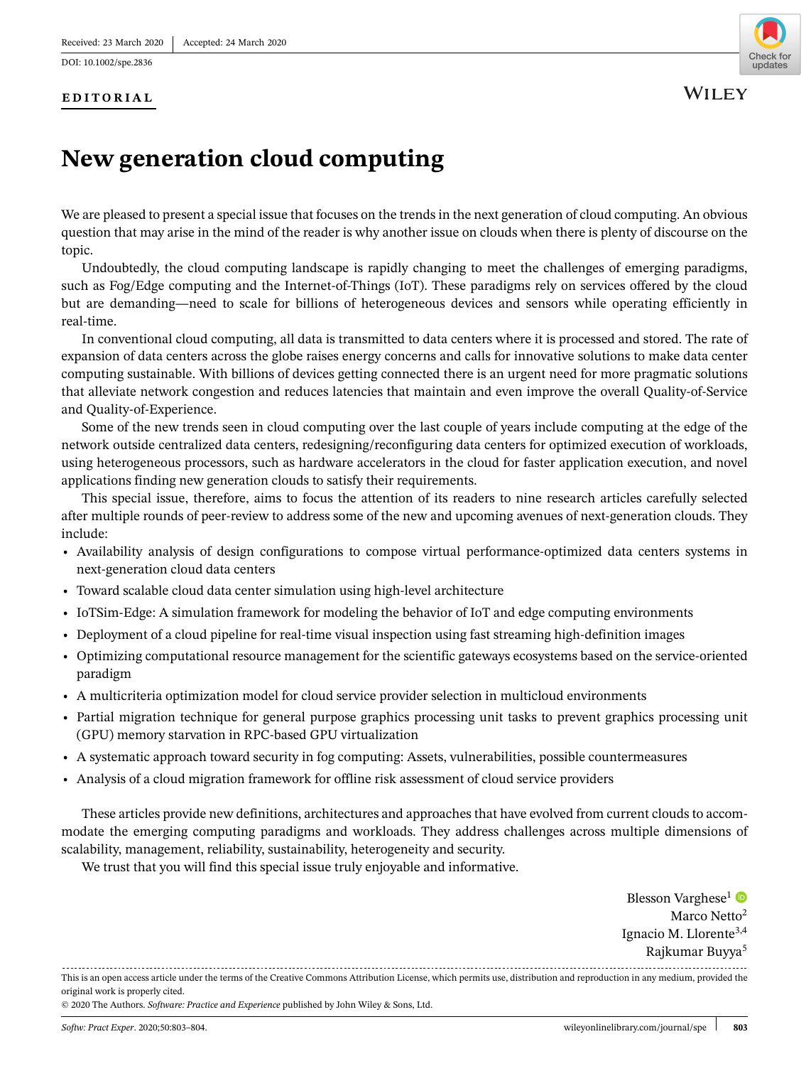Received: 23 March 2020 | Accepted: 24 March 2020

DOI: 10.1002/spe.2836

**EDITORIAL**

# New generation cloud computing

We are pleased to present a special issue that focuses on the trends in the next generation of cloud computing. An obvious question that may arise in the mind of the reader is why another issue on clouds when there is plenty of discourse on the topic.

Undoubtedly, the cloud computing landscape is rapidly changing to meet the challenges of emerging paradigms, such as Fog/Edge computing and the Internet-of-Things (IoT). These paradigms rely on services offered by the cloud but are demanding—need to scale for billions of heterogeneous devices and sensors while operating efficiently in real-time.

In conventional cloud computing, all data is transmitted to data centers where it is processed and stored. The rate of expansion of data centers across the globe raises energy concerns and calls for innovative solutions to make data center computing sustainable. With billions of devices getting connected there is an urgent need for more pragmatic solutions that alleviate network congestion and reduces latencies that maintain and even improve the overall Quality-of-Service and Quality-of-Experience.

Some of the new trends seen in cloud computing over the last couple of years include computing at the edge of the network outside centralized data centers, redesigning/reconfiguring data centers for optimized execution of workloads, using heterogeneous processors, such as hardware accelerators in the cloud for faster application execution, and novel applications finding new generation clouds to satisfy their requirements.

This special issue, therefore, aims to focus the attention of its readers to nine research articles carefully selected after multiple rounds of peer-review to address some of the new and upcoming avenues of next-generation clouds. They include:

- Availability analysis of design configurations to compose virtual performance-optimized data centers systems in next-generation cloud data centers
- Toward scalable cloud data center simulation using high-level architecture
- IoTSim-Edge: A simulation framework for modeling the behavior of IoT and edge computing environments
- Deployment of a cloud pipeline for real-time visual inspection using fast streaming high-definition images
- Optimizing computational resource management for the scientific gateways ecosystems based on the service-oriented paradigm
- A multicriteria optimization model for cloud service provider selection in multicloud environments
- Partial migration technique for general purpose graphics processing unit tasks to prevent graphics processing unit (GPU) memory starvation in RPC-based GPU virtualization
- A systematic approach toward security in fog computing: Assets, vulnerabilities, possible countermeasures
- Analysis of a cloud migration framework for offline risk assessment of cloud service providers

These articles provide new definitions, architectures and approaches that have evolved from current clouds to accommodate the emerging computing paradigms and workloads. They address challenges across multiple dimensions of scalability, management, reliability, sustainability, heterogeneity and security.

We trust that you will find this special issue truly enjoyable and informative.

Blesson Varghese[1]
Marco Netto[2]
Ignacio M. Llorente[3,4]
Rajkumar Buyya[5]

This is an open access article under the terms of the Creative Commons Attribution License, which permits use, distribution and reproduction in any medium, provided the original work is properly cited.

© 2020 The Authors. *Software: Practice and Experience* published by John Wiley & Sons, Ltd.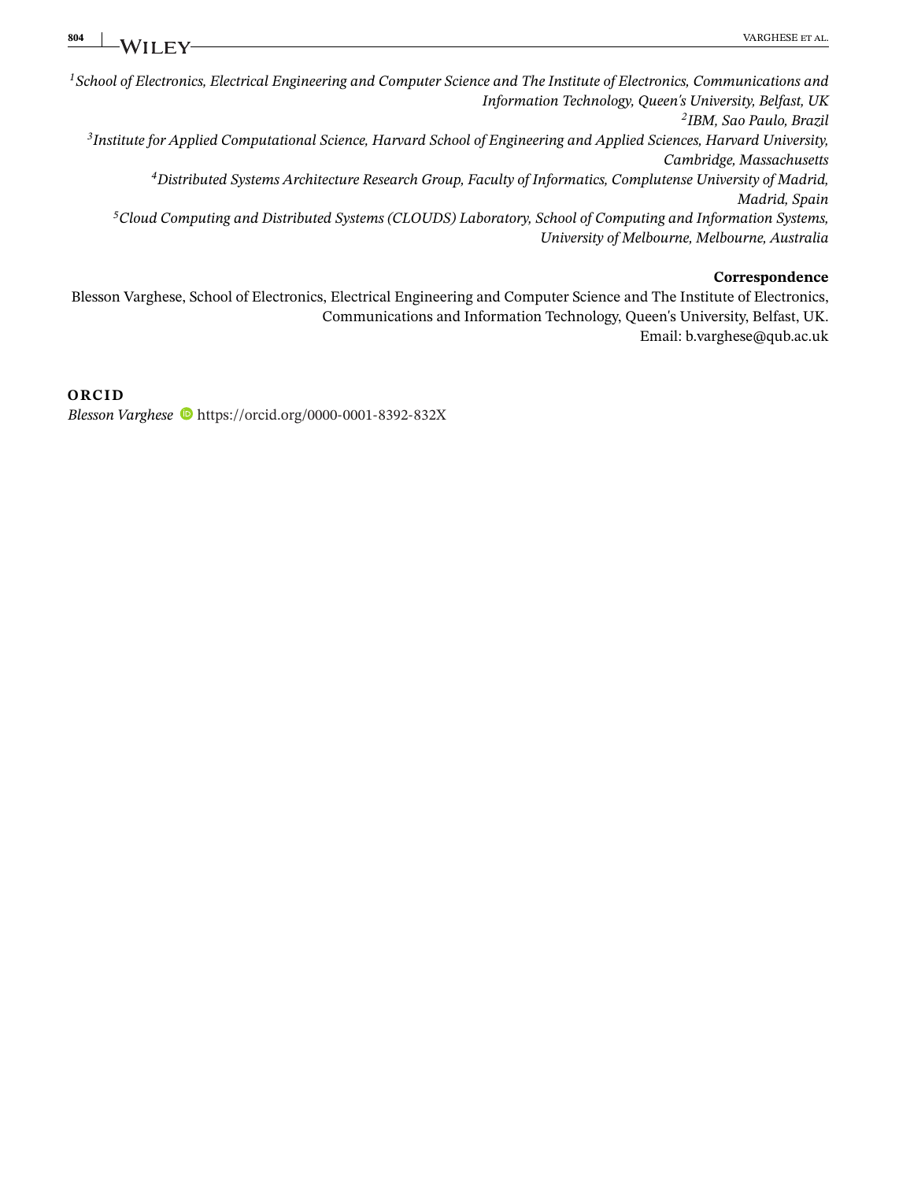[1]*School of Electronics, Electrical Engineering and Computer Science and The Institute of Electronics, Communications and Information Technology, Queen's University, Belfast, UK*
[2]*IBM, Sao Paulo, Brazil*
[3]*Institute for Applied Computational Science, Harvard School of Engineering and Applied Sciences, Harvard University, Cambridge, Massachusetts*
[4]*Distributed Systems Architecture Research Group, Faculty of Informatics, Complutense University of Madrid, Madrid, Spain*
[5]*Cloud Computing and Distributed Systems (CLOUDS) Laboratory, School of Computing and Information Systems, University of Melbourne, Melbourne, Australia*

**Correspondence**
Blesson Varghese, School of Electronics, Electrical Engineering and Computer Science and The Institute of Electronics, Communications and Information Technology, Queen's University, Belfast, UK.
Email: b.varghese@qub.ac.uk

## ORCID

*Blesson Varghese* https://orcid.org/0000-0001-8392-832X